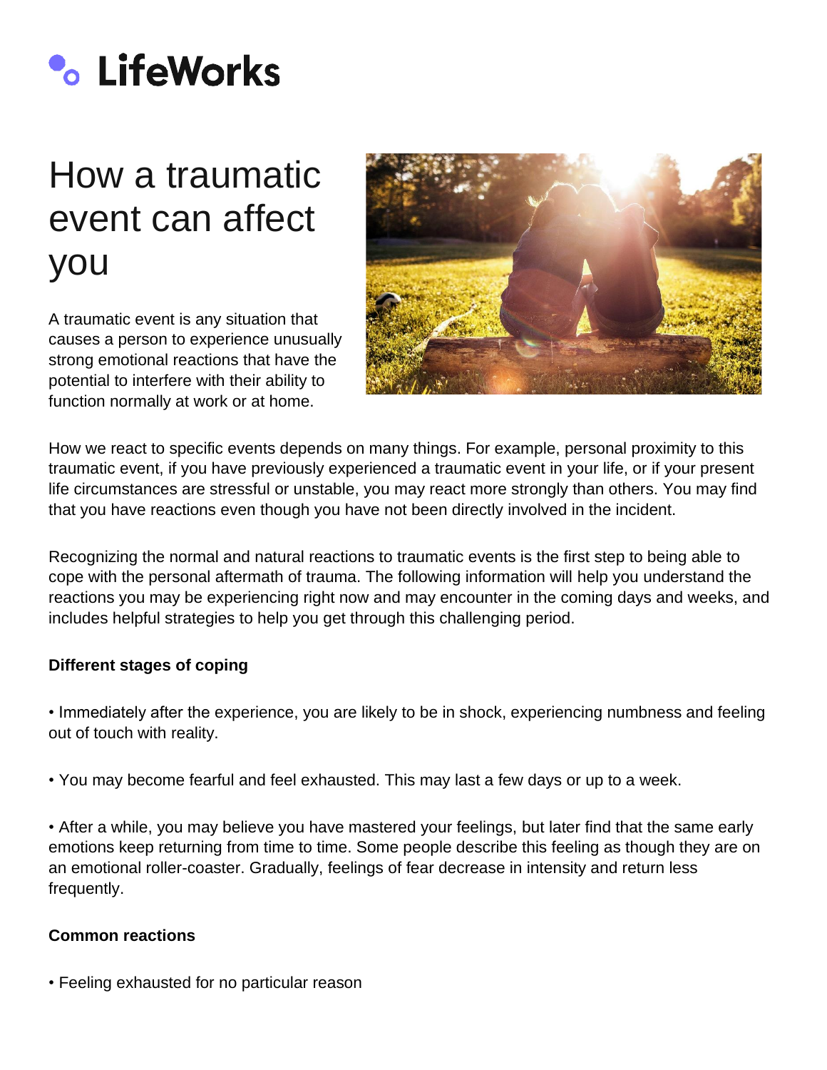LifeWorks

# How a traumatic event can affect you

A traumatic event is any situation that causes a person to experience unusually strong emotional reactions that have the potential to interfere with their ability to function normally at work or at home.

How we react to specific events depends on many things. For example, personal proximity to this traumatic event, if you have previously experienced a traumatic event in your life, or if your present life circumstances are stressful or unstable, you may react more strongly than others. You may find that you have reactions even though you have not been directly involved in the incident.

Recognizing the normal and natural reactions to traumatic events is the first step to being able to cope with the personal aftermath of trauma. The following information will help you understand the reactions you may be experiencing right now and may encounter in the coming days and weeks, and includes helpful strategies to help you get through this challenging period.

**Different stages of coping**

- Immediately after the experience, you are likely to be in shock, experiencing numbness and feeling out of touch with reality.
- You may become fearful and feel exhausted. This may last a few days or up to a week.
- After a while, you may believe you have mastered your feelings, but later find that the same early emotions keep returning from time to time. Some people describe this feeling as though they are on an emotional roller-coaster. Gradually, feelings of fear decrease in intensity and return less frequently.

**Common reactions**

- Feeling exhausted for no particular reason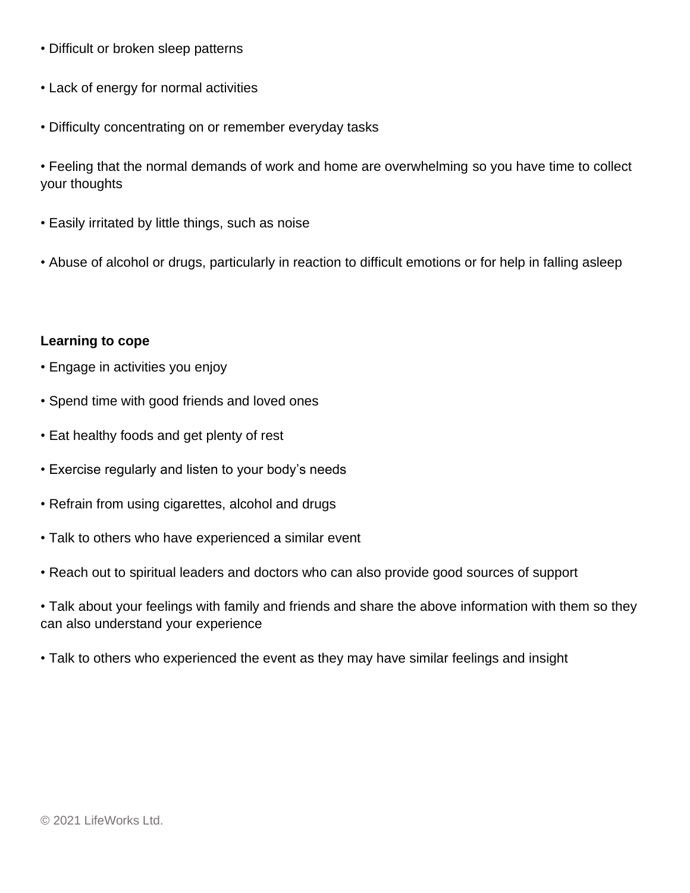- Difficult or broken sleep patterns
- Lack of energy for normal activities
- Difficulty concentrating on or remember everyday tasks
- Feeling that the normal demands of work and home are overwhelming so you have time to collect your thoughts
- Easily irritated by little things, such as noise
- Abuse of alcohol or drugs, particularly in reaction to difficult emotions or for help in falling asleep

**Learning to cope**

- Engage in activities you enjoy
- Spend time with good friends and loved ones
- Eat healthy foods and get plenty of rest
- Exercise regularly and listen to your body's needs
- Refrain from using cigarettes, alcohol and drugs
- Talk to others who have experienced a similar event
- Reach out to spiritual leaders and doctors who can also provide good sources of support
- Talk about your feelings with family and friends and share the above information with them so they can also understand your experience
- Talk to others who experienced the event as they may have similar feelings and insight

© 2021 LifeWorks Ltd.